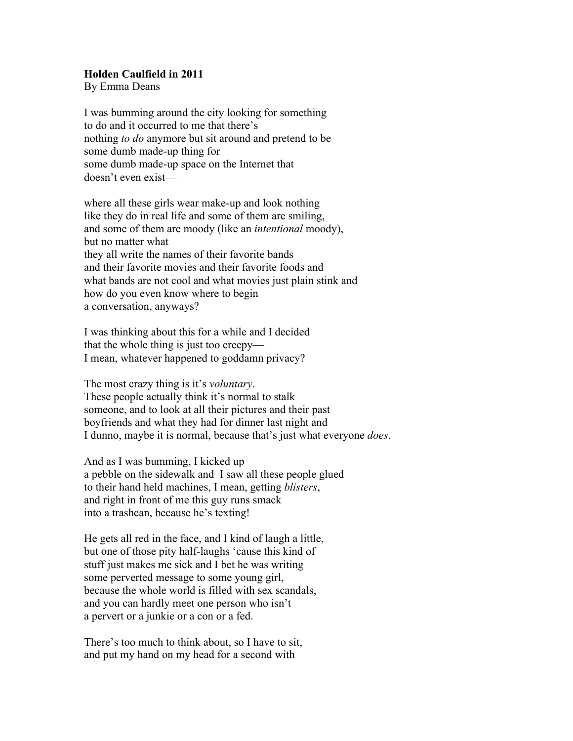**Holden Caulfield in 2011**
By Emma Deans

I was bumming around the city looking for something
to do and it occurred to me that there's
nothing *to do* anymore but sit around and pretend to be
some dumb made-up thing for
some dumb made-up space on the Internet that
doesn't even exist—

where all these girls wear make-up and look nothing
like they do in real life and some of them are smiling,
and some of them are moody (like an *intentional* moody),
but no matter what
they all write the names of their favorite bands
and their favorite movies and their favorite foods and
what bands are not cool and what movies just plain stink and
how do you even know where to begin
a conversation, anyways?

I was thinking about this for a while and I decided
that the whole thing is just too creepy—
I mean, whatever happened to goddamn privacy?

The most crazy thing is it's *voluntary*.
These people actually think it's normal to stalk
someone, and to look at all their pictures and their past
boyfriends and what they had for dinner last night and
I dunno, maybe it is normal, because that's just what everyone *does*.

And as I was bumming, I kicked up
a pebble on the sidewalk and I saw all these people glued
to their hand held machines, I mean, getting *blisters*,
and right in front of me this guy runs smack
into a trashcan, because he's texting!

He gets all red in the face, and I kind of laugh a little,
but one of those pity half-laughs 'cause this kind of
stuff just makes me sick and I bet he was writing
some perverted message to some young girl,
because the whole world is filled with sex scandals,
and you can hardly meet one person who isn't
a pervert or a junkie or a con or a fed.

There's too much to think about, so I have to sit,
and put my hand on my head for a second with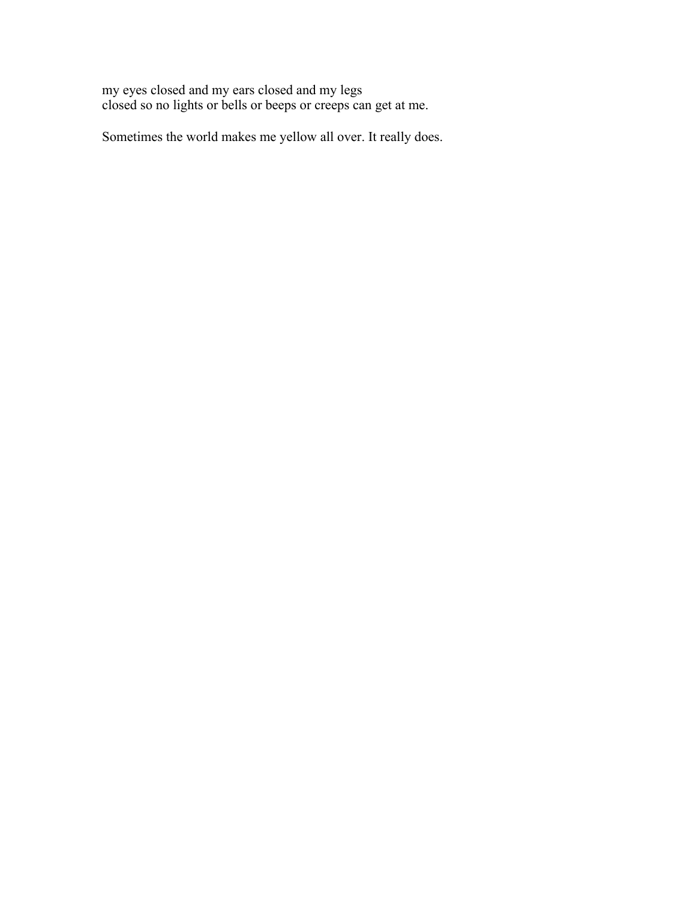my eyes closed and my ears closed and my legs
closed so no lights or bells or beeps or creeps can get at me.

Sometimes the world makes me yellow all over. It really does.